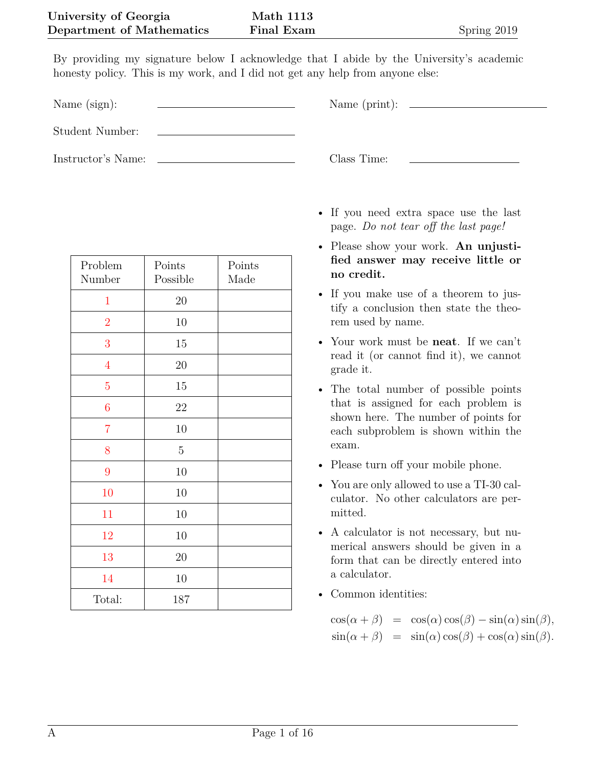**University of Georgia** **Math 1113**
**Department of Mathematics** **Final Exam** Spring 2019

By providing my signature below I acknowledge that I abide by the University's academic honesty policy. This is my work, and I did not get any help from anyone else:

Name (sign): ____________________ Name (print): ____________________

Student Number: ____________________

Instructor's Name: ____________________ Class Time: ____________________

| Problem Number | Points Possible | Points Made |
|---|---|---|
| 1 | 20 | |
| 2 | 10 | |
| 3 | 15 | |
| 4 | 20 | |
| 5 | 15 | |
| 6 | 22 | |
| 7 | 10 | |
| 8 | 5 | |
| 9 | 10 | |
| 10 | 10 | |
| 11 | 10 | |
| 12 | 10 | |
| 13 | 20 | |
| 14 | 10 | |
| Total: | 187 | |

- If you need extra space use the last page. *Do not tear off the last page!*
- Please show your work. **An unjustified answer may receive little or no credit.**
- If you make use of a theorem to justify a conclusion then state the theorem used by name.
- Your work must be **neat**. If we can't read it (or cannot find it), we cannot grade it.
- The total number of possible points that is assigned for each problem is shown here. The number of points for each subproblem is shown within the exam.
- Please turn off your mobile phone.
- You are only allowed to use a TI-30 calculator. No other calculators are permitted.
- A calculator is not necessary, but numerical answers should be given in a form that can be directly entered into a calculator.
- Common identities:

$$\cos(\alpha+\beta) = \cos(\alpha)\cos(\beta) - \sin(\alpha)\sin(\beta),$$
$$\sin(\alpha+\beta) = \sin(\alpha)\cos(\beta) + \cos(\alpha)\sin(\beta).$$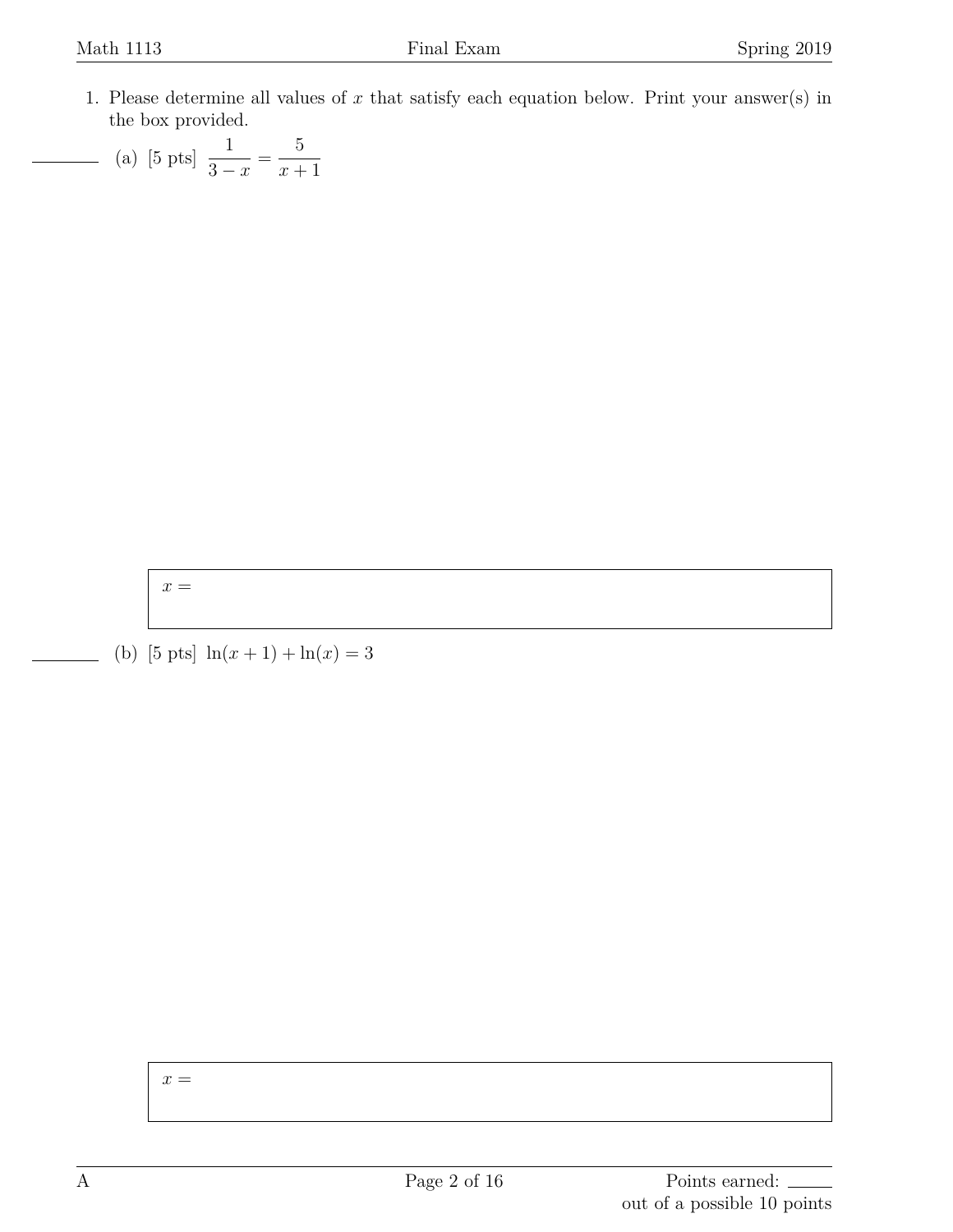1. Please determine all values of $x$ that satisfy each equation below. Print your answer(s) in the box provided.

   (a) [5 pts] $\dfrac{1}{3-x} = \dfrac{5}{x+1}$

   $x =$

   (b) [5 pts] $\ln(x+1) + \ln(x) = 3$

   $x =$

Points earned: ______ out of a possible 10 points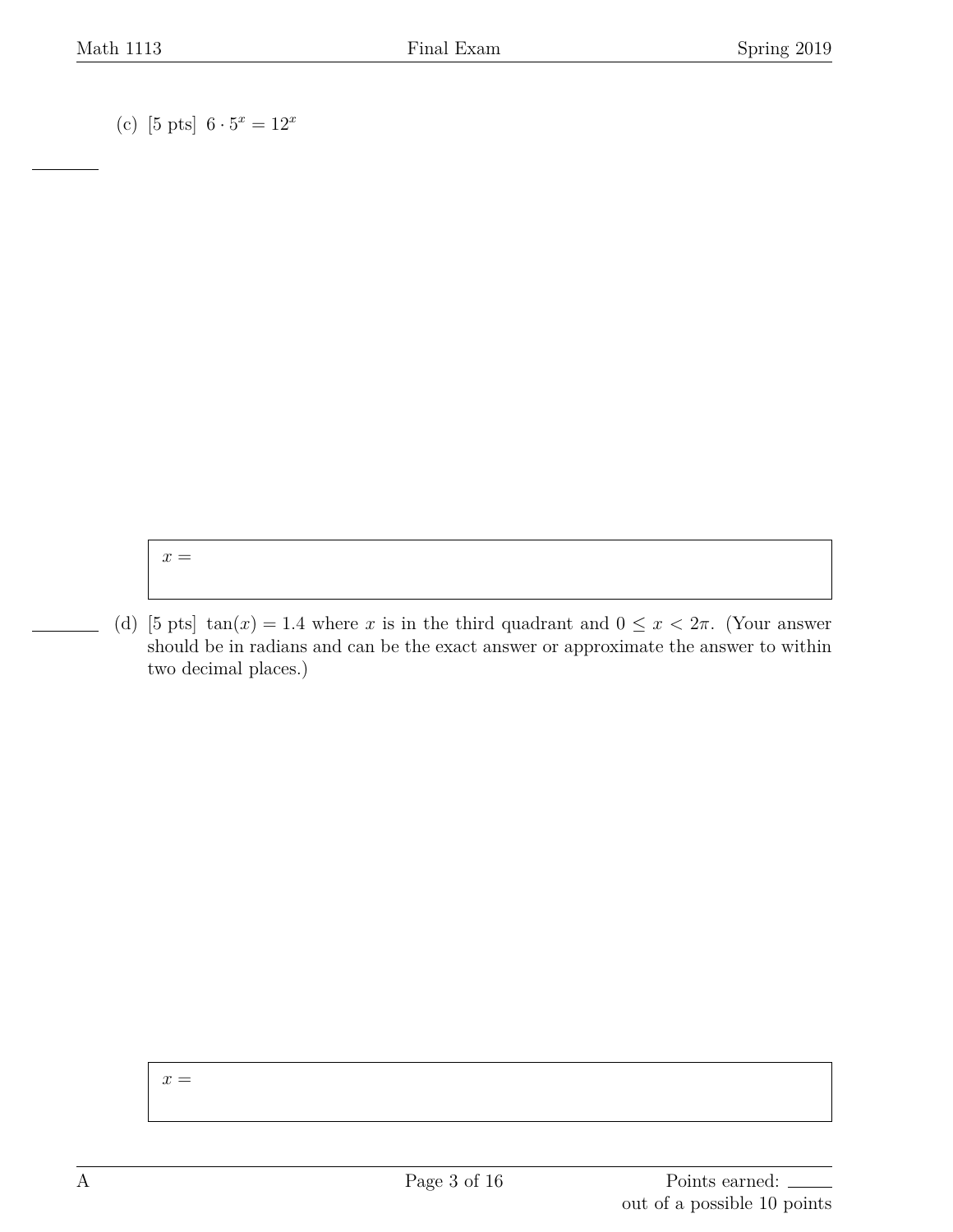(c) [5 pts] $6 \cdot 5^x = 12^x$

$x =$

(d) [5 pts] $\tan(x) = 1.4$ where $x$ is in the third quadrant and $0 \leq x < 2\pi$. (Your answer should be in radians and can be the exact answer or approximate the answer to within two decimal places.)

$x =$

Points earned: ______ out of a possible 10 points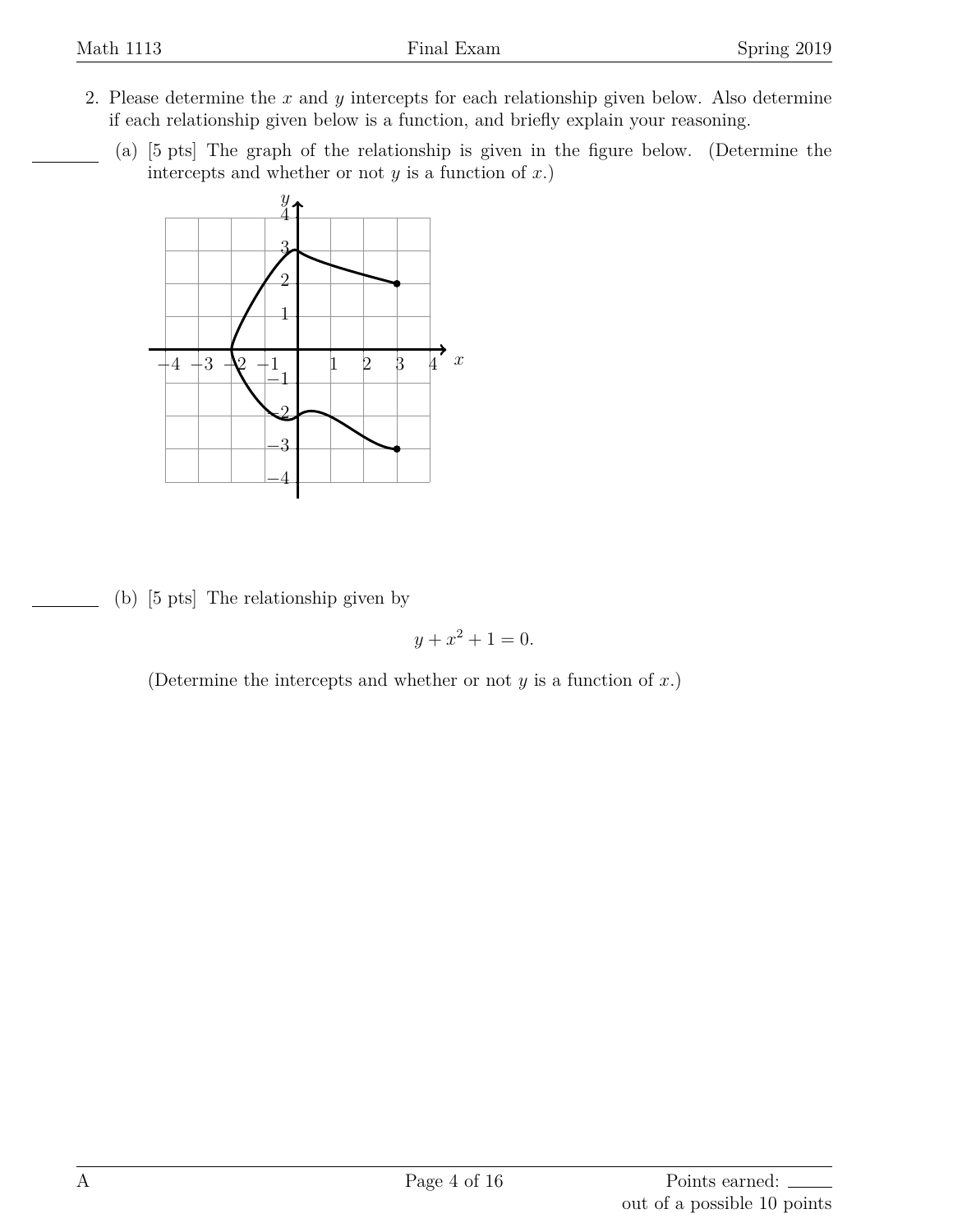2. Please determine the $x$ and $y$ intercepts for each relationship given below. Also determine if each relationship given below is a function, and briefly explain your reasoning.

   (a) [5 pts] The graph of the relationship is given in the figure below. (Determine the intercepts and whether or not $y$ is a function of $x$.)

   (b) [5 pts] The relationship given by

$$y + x^2 + 1 = 0.$$

   (Determine the intercepts and whether or not $y$ is a function of $x$.)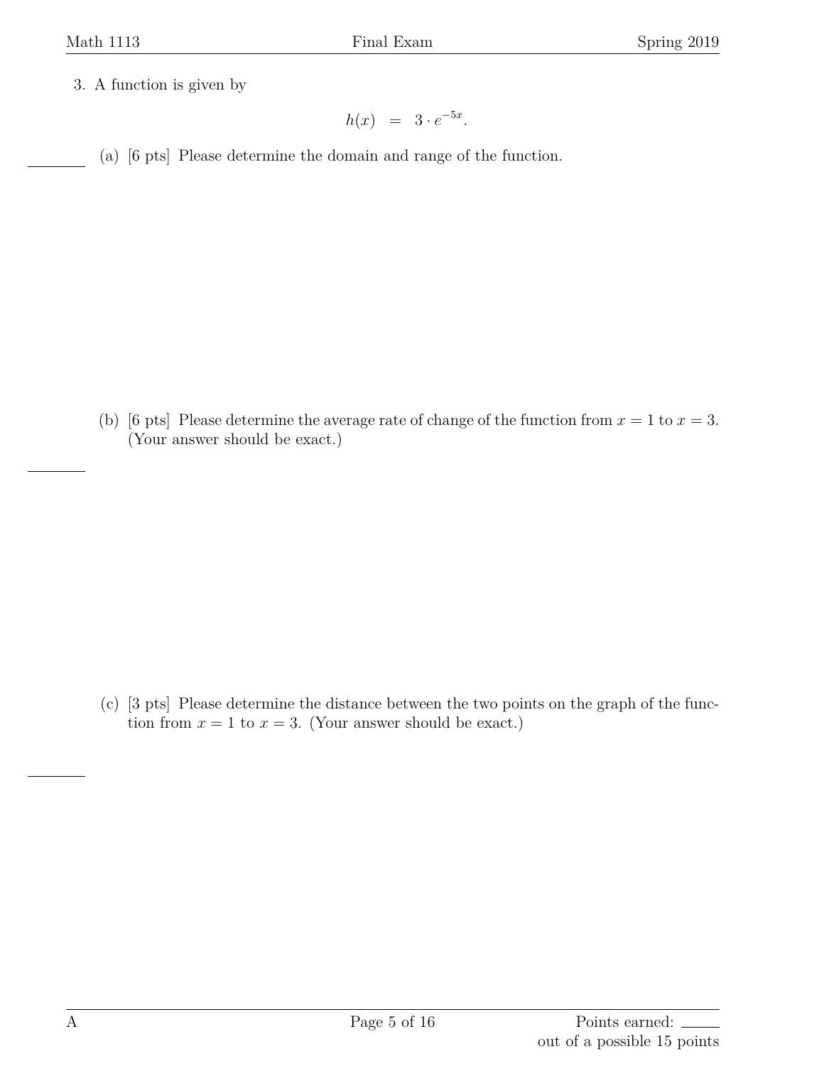3. A function is given by

$$h(x) \;\; = \;\; 3 \cdot e^{-5x}.$$

(a) [6 pts] Please determine the domain and range of the function.

(b) [6 pts] Please determine the average rate of change of the function from $x = 1$ to $x = 3$. (Your answer should be exact.)

(c) [3 pts] Please determine the distance between the two points on the graph of the function from $x = 1$ to $x = 3$. (Your answer should be exact.)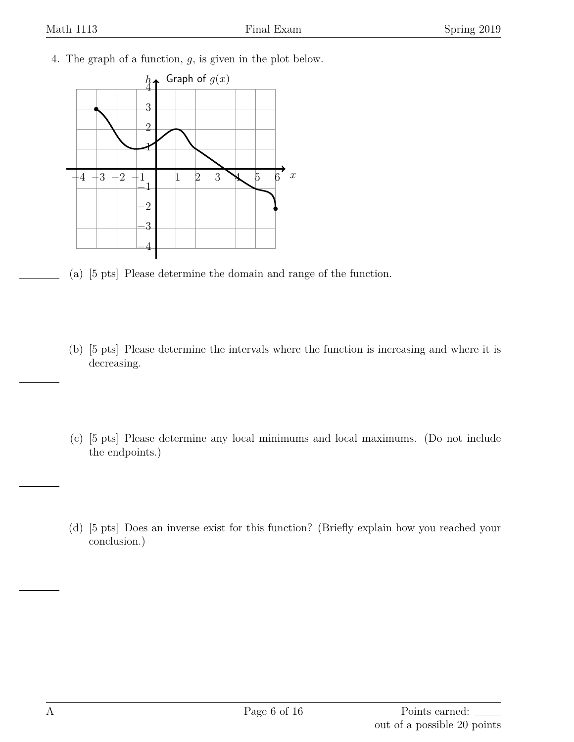4. The graph of a function, $g$, is given in the plot below.

(a) [5 pts] Please determine the domain and range of the function.

(b) [5 pts] Please determine the intervals where the function is increasing and where it is decreasing.

(c) [5 pts] Please determine any local minimums and local maximums. (Do not include the endpoints.)

(d) [5 pts] Does an inverse exist for this function? (Briefly explain how you reached your conclusion.)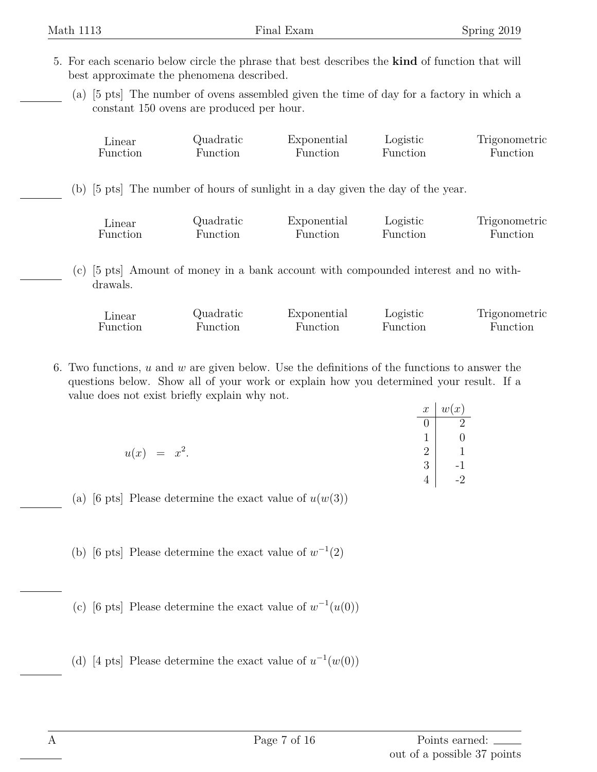5. For each scenario below circle the phrase that best describes the **kind** of function that will best approximate the phenomena described.

   (a) [5 pts] The number of ovens assembled given the time of day for a factory in which a constant 150 ovens are produced per hour.

   Linear Function | Quadratic Function | Exponential Function | Logistic Function | Trigonometric Function

   (b) [5 pts] The number of hours of sunlight in a day given the day of the year.

   Linear Function | Quadratic Function | Exponential Function | Logistic Function | Trigonometric Function

   (c) [5 pts] Amount of money in a bank account with compounded interest and no withdrawals.

   Linear Function | Quadratic Function | Exponential Function | Logistic Function | Trigonometric Function

6. Two functions, $u$ and $w$ are given below. Use the definitions of the functions to answer the questions below. Show all of your work or explain how you determined your result. If a value does not exist briefly explain why not.

$$u(x) = x^2.$$

| $x$ | $w(x)$ |
|---|---|
| 0 | 2 |
| 1 | 0 |
| 2 | 1 |
| 3 | -1 |
| 4 | -2 |

   (a) [6 pts] Please determine the exact value of $u(w(3))$

   (b) [6 pts] Please determine the exact value of $w^{-1}(2)$

   (c) [6 pts] Please determine the exact value of $w^{-1}(u(0))$

   (d) [4 pts] Please determine the exact value of $u^{-1}(w(0))$

Points earned: ______ out of a possible 37 points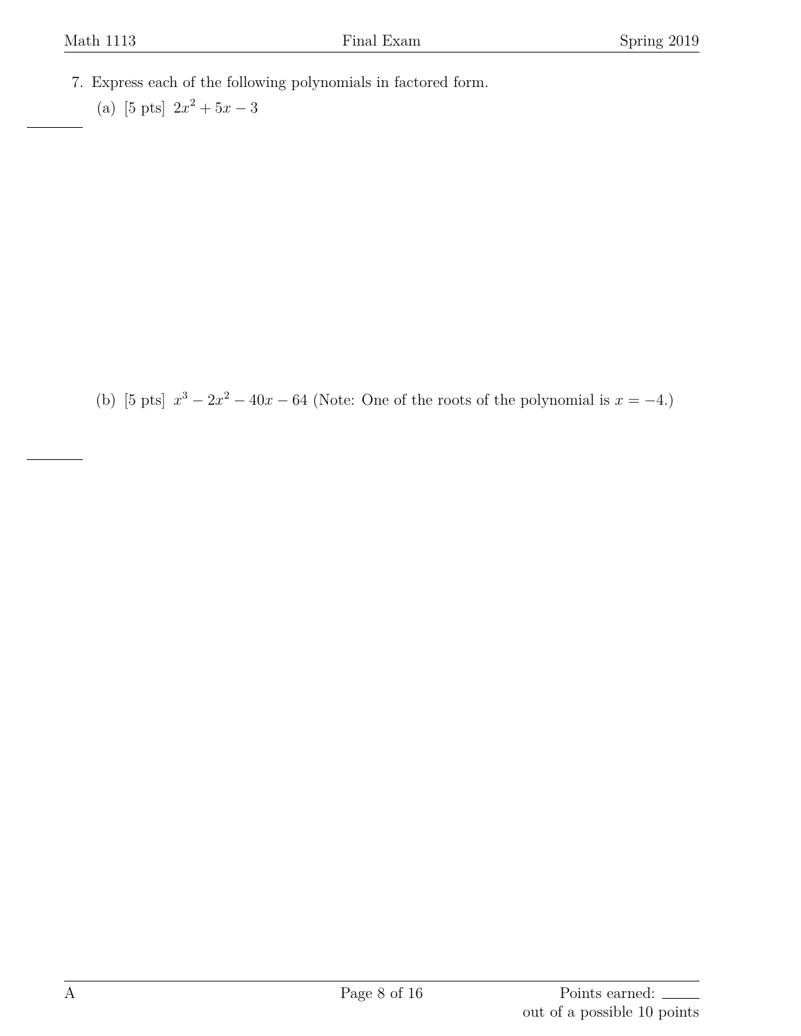7. Express each of the following polynomials in factored form.

   (a) [5 pts] $2x^2 + 5x - 3$

   (b) [5 pts] $x^3 - 2x^2 - 40x - 64$ (Note: One of the roots of the polynomial is $x = -4$.)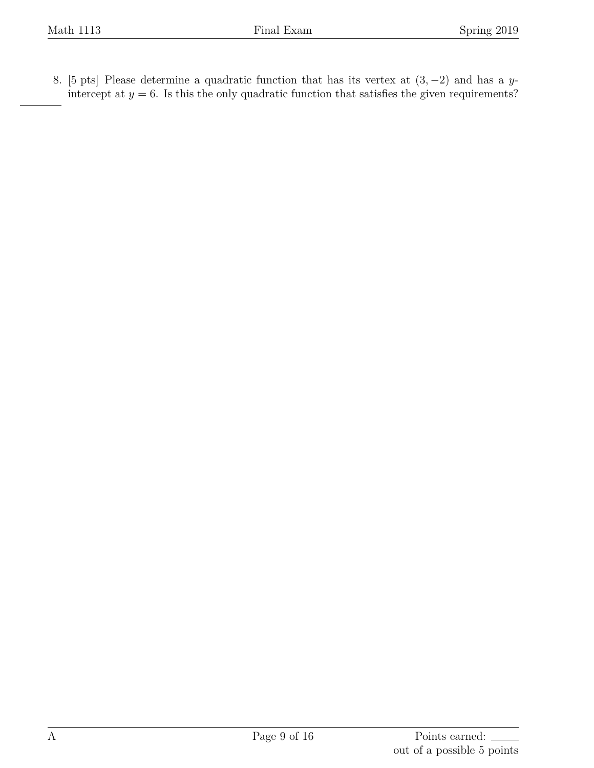8. [5 pts] Please determine a quadratic function that has its vertex at $(3, -2)$ and has a $y$-intercept at $y = 6$. Is this the only quadratic function that satisfies the given requirements?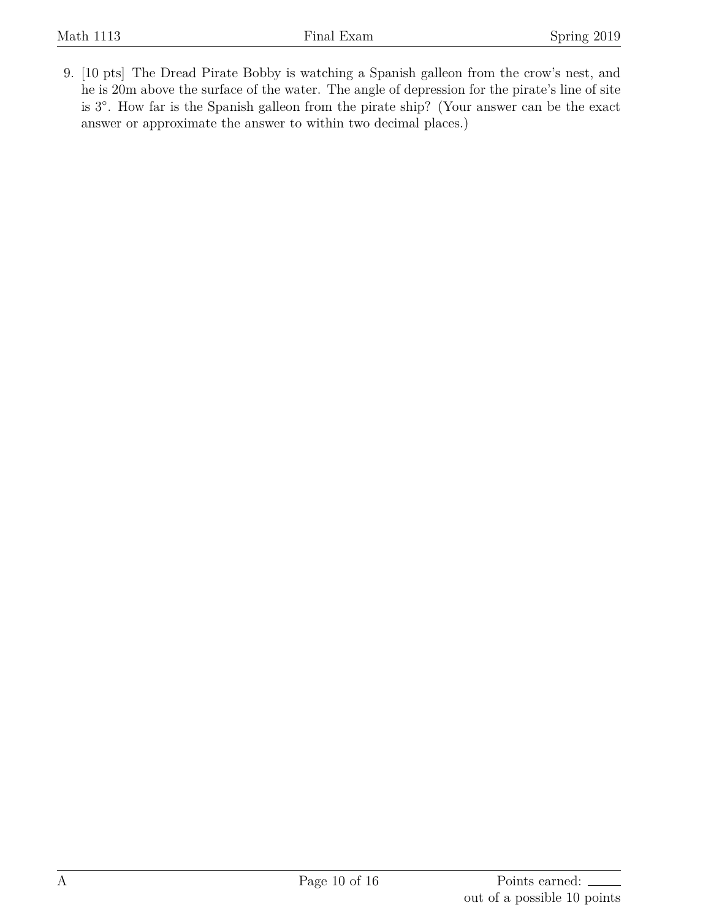9. [10 pts] The Dread Pirate Bobby is watching a Spanish galleon from the crow's nest, and he is 20m above the surface of the water. The angle of depression for the pirate's line of site is $3^\circ$. How far is the Spanish galleon from the pirate ship? (Your answer can be the exact answer or approximate the answer to within two decimal places.)

Points earned: \_\_\_\_\_ out of a possible 10 points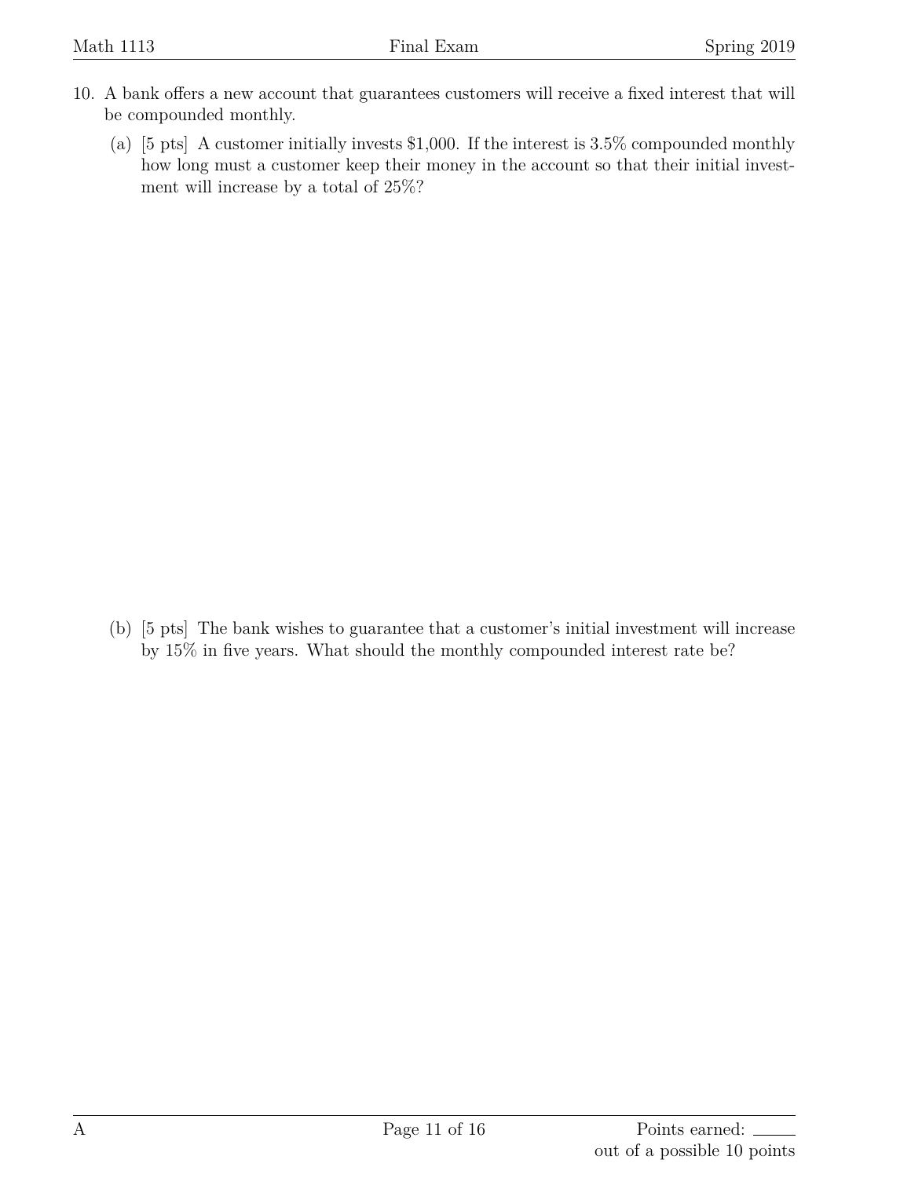10. A bank offers a new account that guarantees customers will receive a fixed interest that will be compounded monthly.

    (a) [5 pts] A customer initially invests \$1,000. If the interest is 3.5% compounded monthly how long must a customer keep their money in the account so that their initial investment will increase by a total of 25%?

    (b) [5 pts] The bank wishes to guarantee that a customer's initial investment will increase by 15% in five years. What should the monthly compounded interest rate be?

Points earned: ______
out of a possible 10 points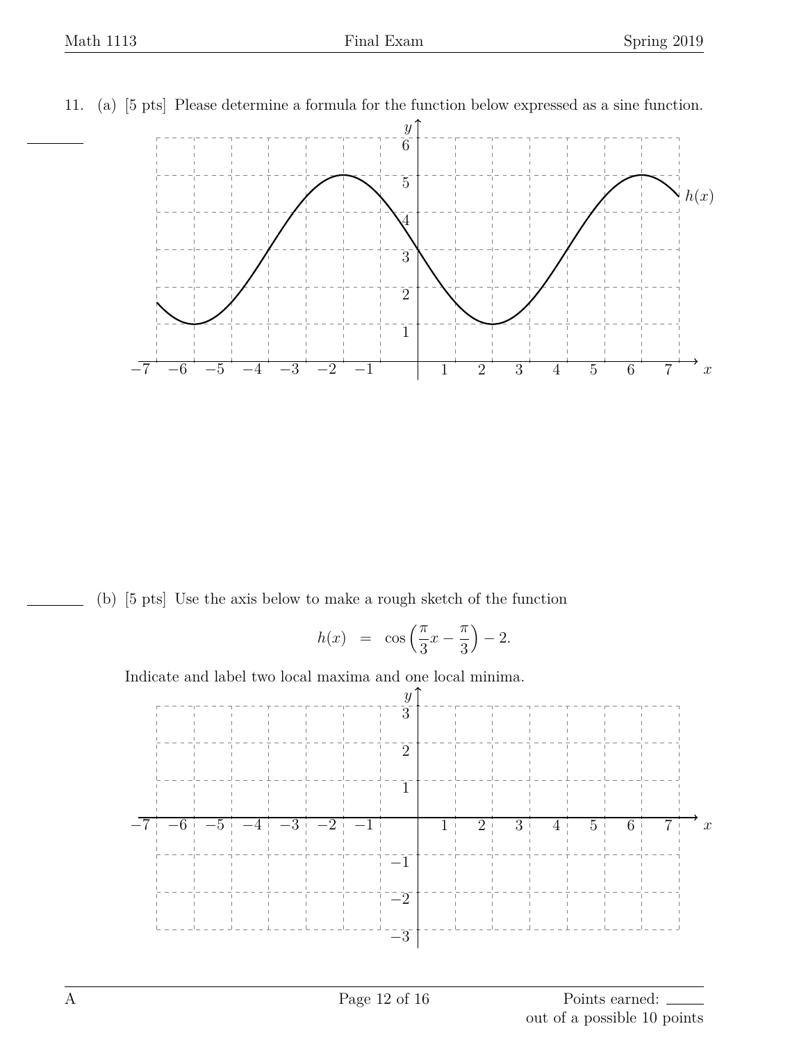11. (a) [5 pts] Please determine a formula for the function below expressed as a sine function.

(b) [5 pts] Use the axis below to make a rough sketch of the function

$$h(x) \quad = \quad \cos\left(\frac{\pi}{3}x - \frac{\pi}{3}\right) - 2.$$

Indicate and label two local maxima and one local minima.

Points earned: ______ out of a possible 10 points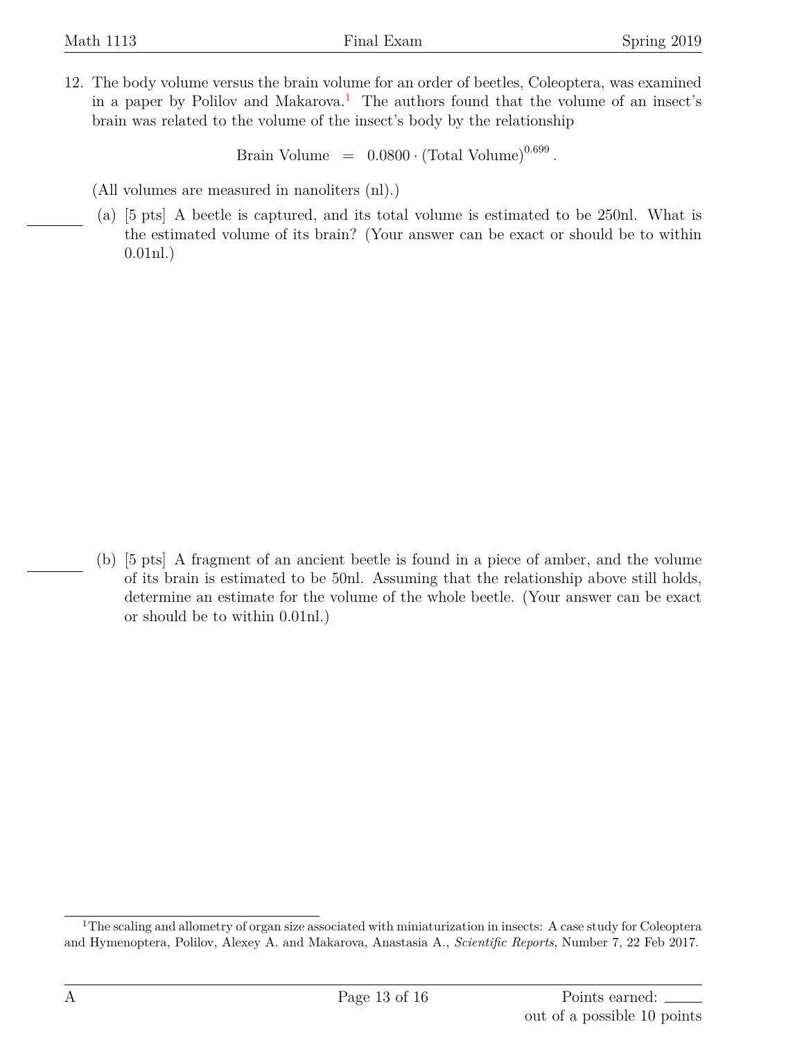12. The body volume versus the brain volume for an order of beetles, Coleoptera, was examined in a paper by Polilov and Makarova.[1] The authors found that the volume of an insect's brain was related to the volume of the insect's body by the relationship

$$\text{Brain Volume} \ = \ 0.0800 \cdot (\text{Total Volume})^{0.699}.$$

(All volumes are measured in nanoliters (nl).)

(a) [5 pts] A beetle is captured, and its total volume is estimated to be 250nl. What is the estimated volume of its brain? (Your answer can be exact or should be to within 0.01nl.)

(b) [5 pts] A fragment of an ancient beetle is found in a piece of amber, and the volume of its brain is estimated to be 50nl. Assuming that the relationship above still holds, determine an estimate for the volume of the whole beetle. (Your answer can be exact or should be to within 0.01nl.)

[1] The scaling and allometry of organ size associated with miniaturization in insects: A case study for Coleoptera and Hymenoptera, Polilov, Alexey A. and Makarova, Anastasia A., *Scientific Reports*, Number 7, 22 Feb 2017.

Points earned: ______ out of a possible 10 points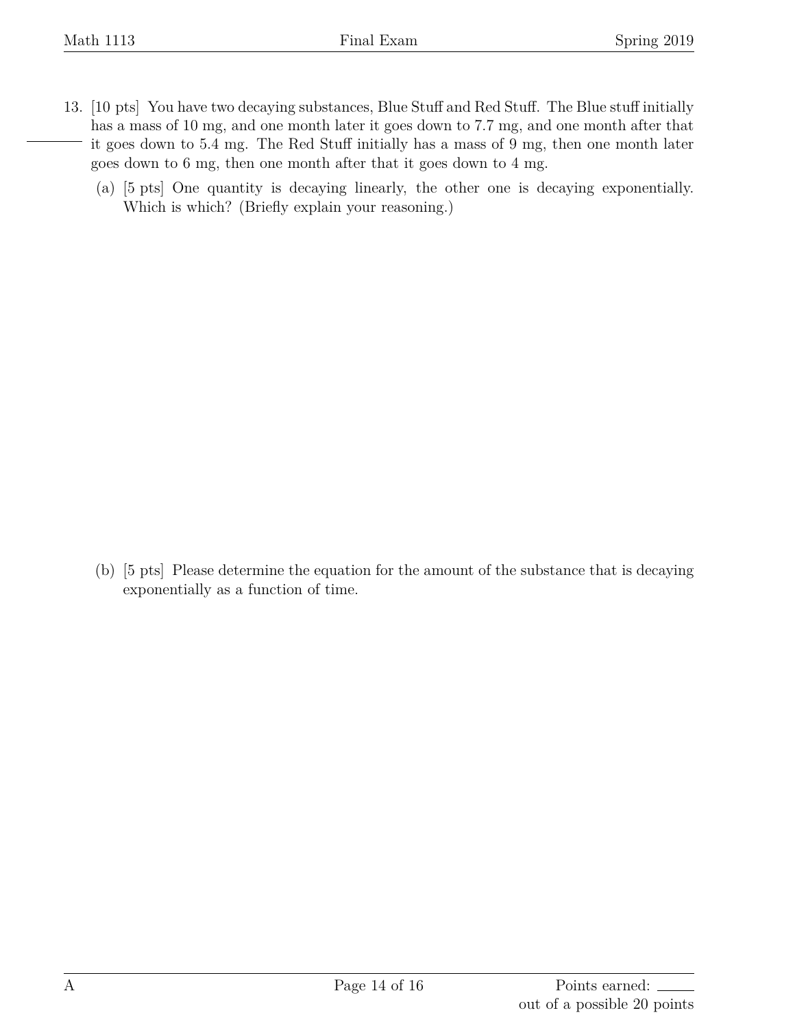13. [10 pts] You have two decaying substances, Blue Stuff and Red Stuff. The Blue stuff initially has a mass of 10 mg, and one month later it goes down to 7.7 mg, and one month after that it goes down to 5.4 mg. The Red Stuff initially has a mass of 9 mg, then one month later goes down to 6 mg, then one month after that it goes down to 4 mg.

    (a) [5 pts] One quantity is decaying linearly, the other one is decaying exponentially. Which is which? (Briefly explain your reasoning.)

    (b) [5 pts] Please determine the equation for the amount of the substance that is decaying exponentially as a function of time.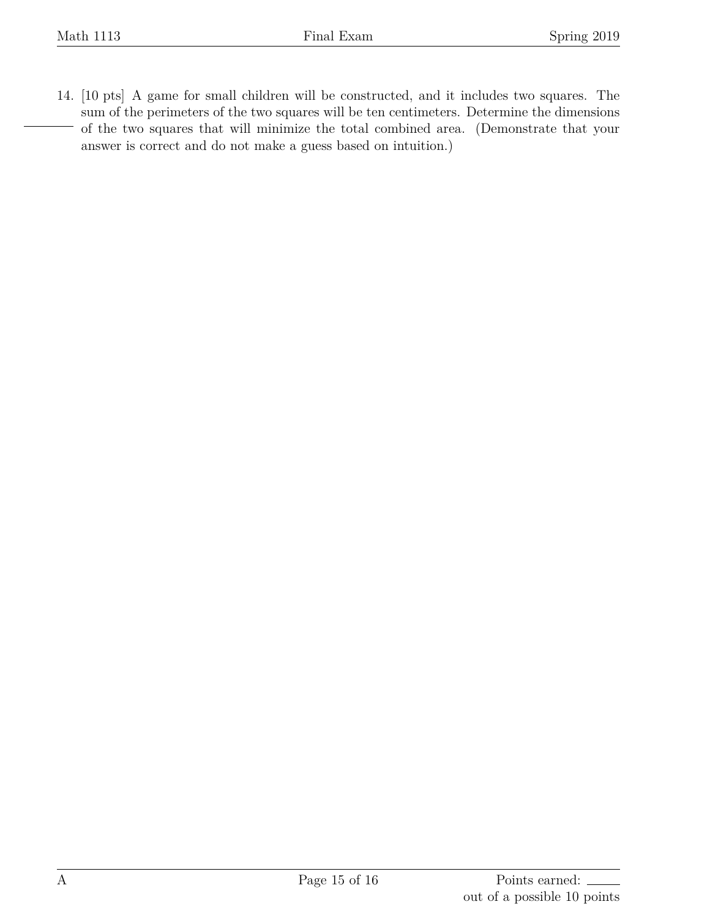14. [10 pts] A game for small children will be constructed, and it includes two squares. The sum of the perimeters of the two squares will be ten centimeters. Determine the dimensions of the two squares that will minimize the total combined area. (Demonstrate that your answer is correct and do not make a guess based on intuition.)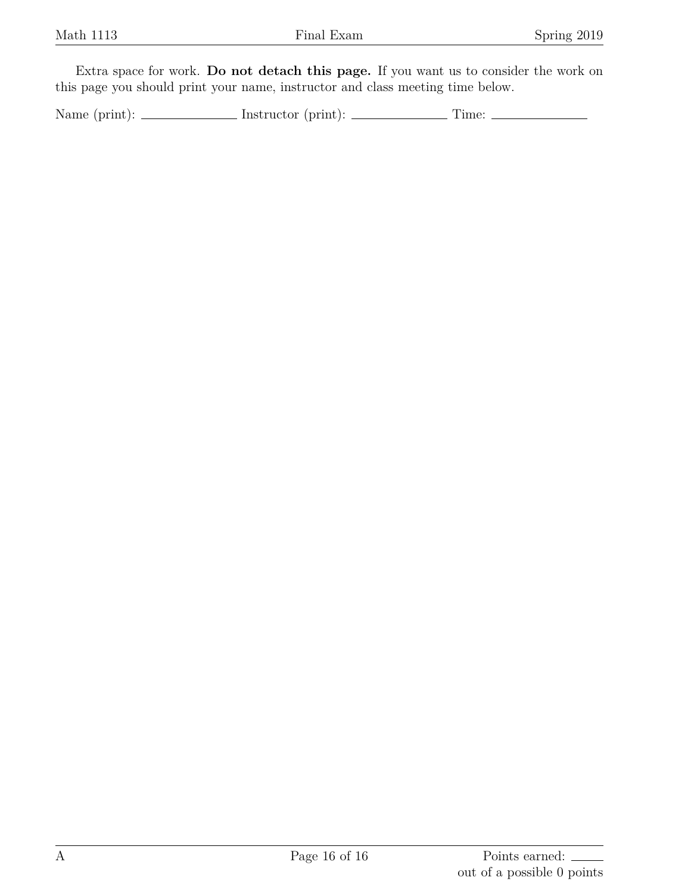Extra space for work. **Do not detach this page.** If you want us to consider the work on this page you should print your name, instructor and class meeting time below.

Name (print): ______________ Instructor (print): ______________ Time: ______________

Points earned: _____
out of a possible 0 points